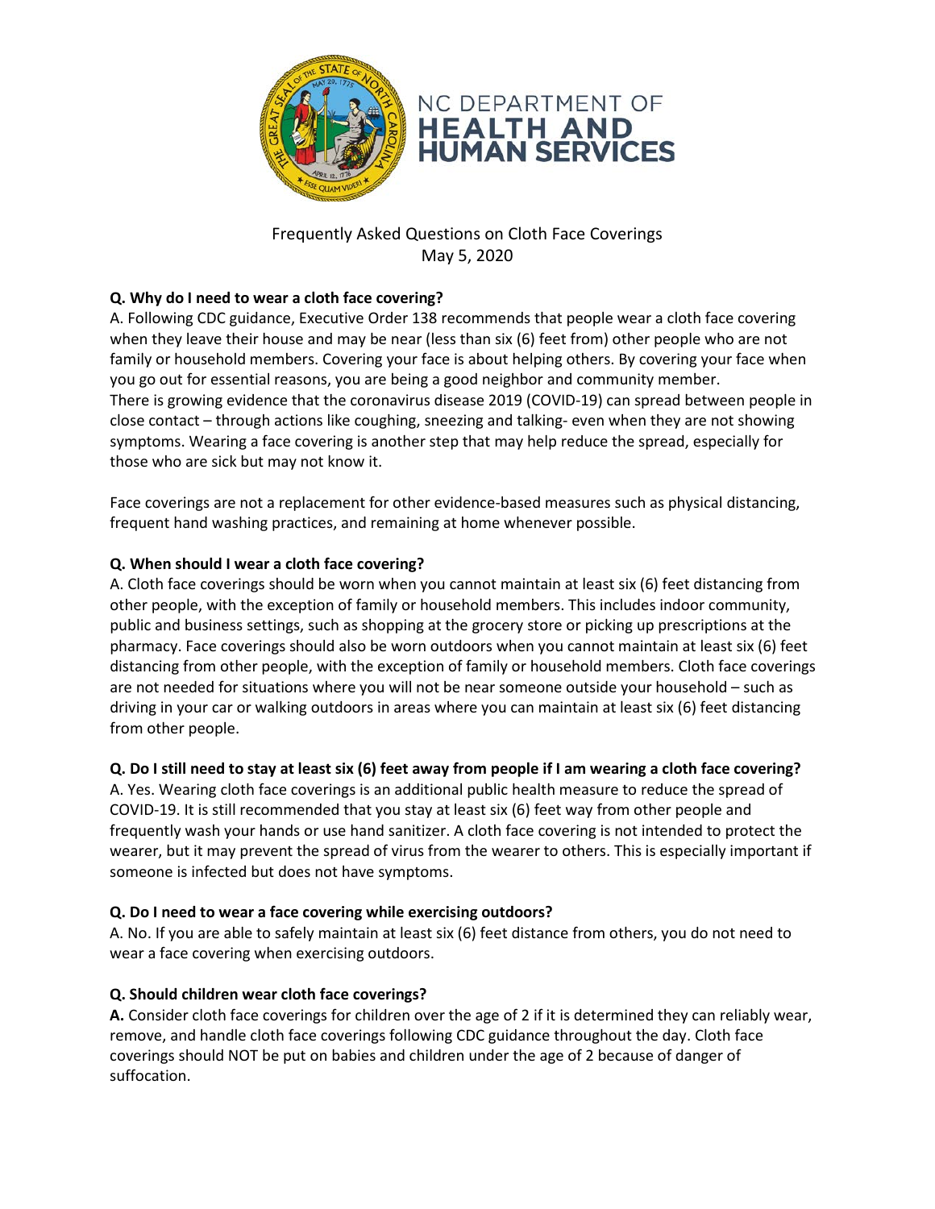NC DEPARTMENT OF
**HEALTH AND HUMAN SERVICES**

# Frequently Asked Questions on Cloth Face Coverings

May 5, 2020

**Q. Why do I need to wear a cloth face covering?**

A. Following CDC guidance, Executive Order 138 recommends that people wear a cloth face covering when they leave their house and may be near (less than six (6) feet from) other people who are not family or household members. Covering your face is about helping others. By covering your face when you go out for essential reasons, you are being a good neighbor and community member.
There is growing evidence that the coronavirus disease 2019 (COVID-19) can spread between people in close contact – through actions like coughing, sneezing and talking- even when they are not showing symptoms. Wearing a face covering is another step that may help reduce the spread, especially for those who are sick but may not know it.

Face coverings are not a replacement for other evidence-based measures such as physical distancing, frequent hand washing practices, and remaining at home whenever possible.

**Q. When should I wear a cloth face covering?**

A. Cloth face coverings should be worn when you cannot maintain at least six (6) feet distancing from other people, with the exception of family or household members. This includes indoor community, public and business settings, such as shopping at the grocery store or picking up prescriptions at the pharmacy. Face coverings should also be worn outdoors when you cannot maintain at least six (6) feet distancing from other people, with the exception of family or household members. Cloth face coverings are not needed for situations where you will not be near someone outside your household – such as driving in your car or walking outdoors in areas where you can maintain at least six (6) feet distancing from other people.

**Q. Do I still need to stay at least six (6) feet away from people if I am wearing a cloth face covering?**

A. Yes. Wearing cloth face coverings is an additional public health measure to reduce the spread of COVID-19. It is still recommended that you stay at least six (6) feet way from other people and frequently wash your hands or use hand sanitizer. A cloth face covering is not intended to protect the wearer, but it may prevent the spread of virus from the wearer to others. This is especially important if someone is infected but does not have symptoms.

**Q. Do I need to wear a face covering while exercising outdoors?**

A. No. If you are able to safely maintain at least six (6) feet distance from others, you do not need to wear a face covering when exercising outdoors.

**Q. Should children wear cloth face coverings?**

**A.** Consider cloth face coverings for children over the age of 2 if it is determined they can reliably wear, remove, and handle cloth face coverings following CDC guidance throughout the day. Cloth face coverings should NOT be put on babies and children under the age of 2 because of danger of suffocation.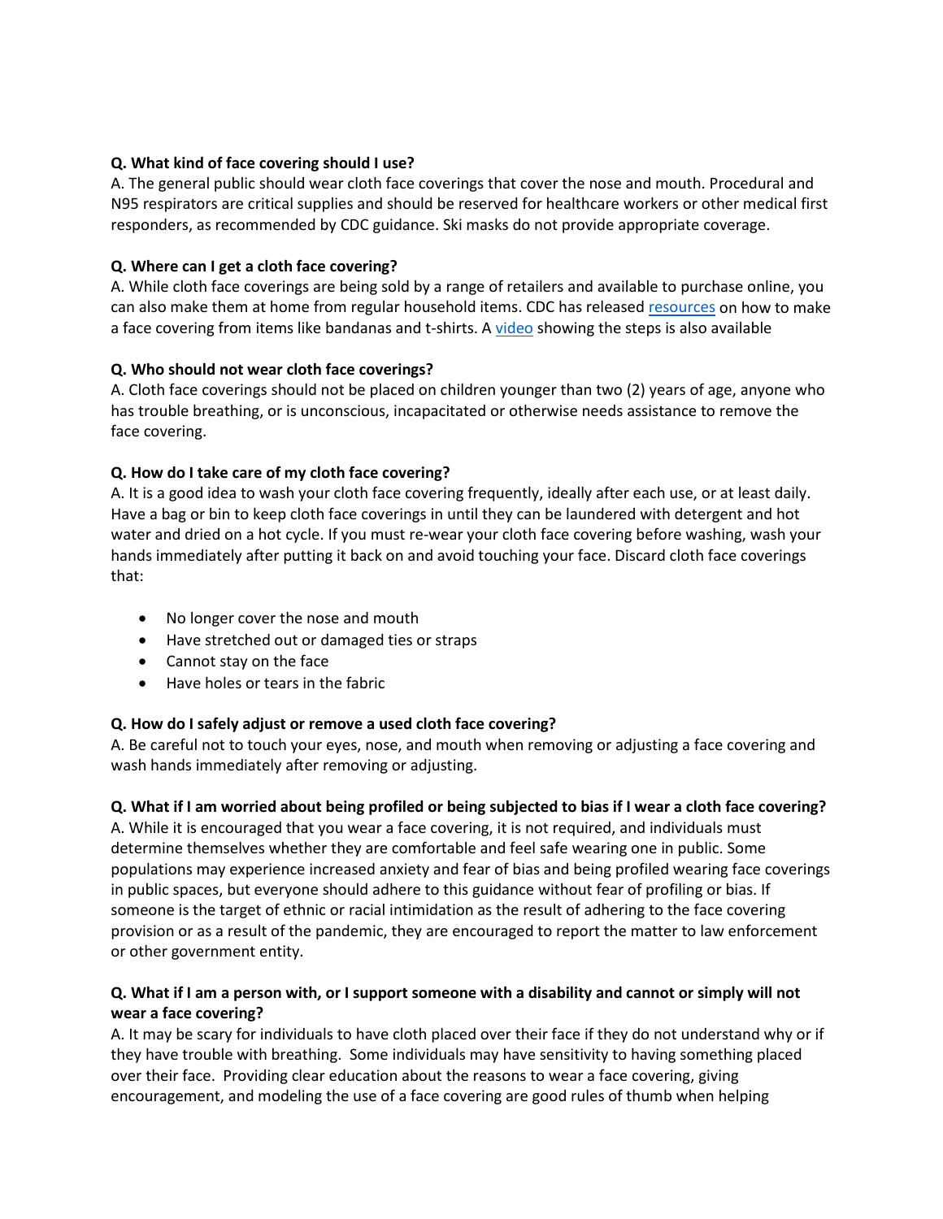**Q. What kind of face covering should I use?**
A. The general public should wear cloth face coverings that cover the nose and mouth. Procedural and N95 respirators are critical supplies and should be reserved for healthcare workers or other medical first responders, as recommended by CDC guidance. Ski masks do not provide appropriate coverage.

**Q. Where can I get a cloth face covering?**
A. While cloth face coverings are being sold by a range of retailers and available to purchase online, you can also make them at home from regular household items. CDC has released resources on how to make a face covering from items like bandanas and t-shirts. A video showing the steps is also available

**Q. Who should not wear cloth face coverings?**
A. Cloth face coverings should not be placed on children younger than two (2) years of age, anyone who has trouble breathing, or is unconscious, incapacitated or otherwise needs assistance to remove the face covering.

**Q. How do I take care of my cloth face covering?**
A. It is a good idea to wash your cloth face covering frequently, ideally after each use, or at least daily. Have a bag or bin to keep cloth face coverings in until they can be laundered with detergent and hot water and dried on a hot cycle. If you must re-wear your cloth face covering before washing, wash your hands immediately after putting it back on and avoid touching your face. Discard cloth face coverings that:

- No longer cover the nose and mouth
- Have stretched out or damaged ties or straps
- Cannot stay on the face
- Have holes or tears in the fabric

**Q. How do I safely adjust or remove a used cloth face covering?**
A. Be careful not to touch your eyes, nose, and mouth when removing or adjusting a face covering and wash hands immediately after removing or adjusting.

**Q. What if I am worried about being profiled or being subjected to bias if I wear a cloth face covering?**
A. While it is encouraged that you wear a face covering, it is not required, and individuals must determine themselves whether they are comfortable and feel safe wearing one in public. Some populations may experience increased anxiety and fear of bias and being profiled wearing face coverings in public spaces, but everyone should adhere to this guidance without fear of profiling or bias. If someone is the target of ethnic or racial intimidation as the result of adhering to the face covering provision or as a result of the pandemic, they are encouraged to report the matter to law enforcement or other government entity.

**Q. What if I am a person with, or I support someone with a disability and cannot or simply will not wear a face covering?**
A. It may be scary for individuals to have cloth placed over their face if they do not understand why or if they have trouble with breathing. Some individuals may have sensitivity to having something placed over their face. Providing clear education about the reasons to wear a face covering, giving encouragement, and modeling the use of a face covering are good rules of thumb when helping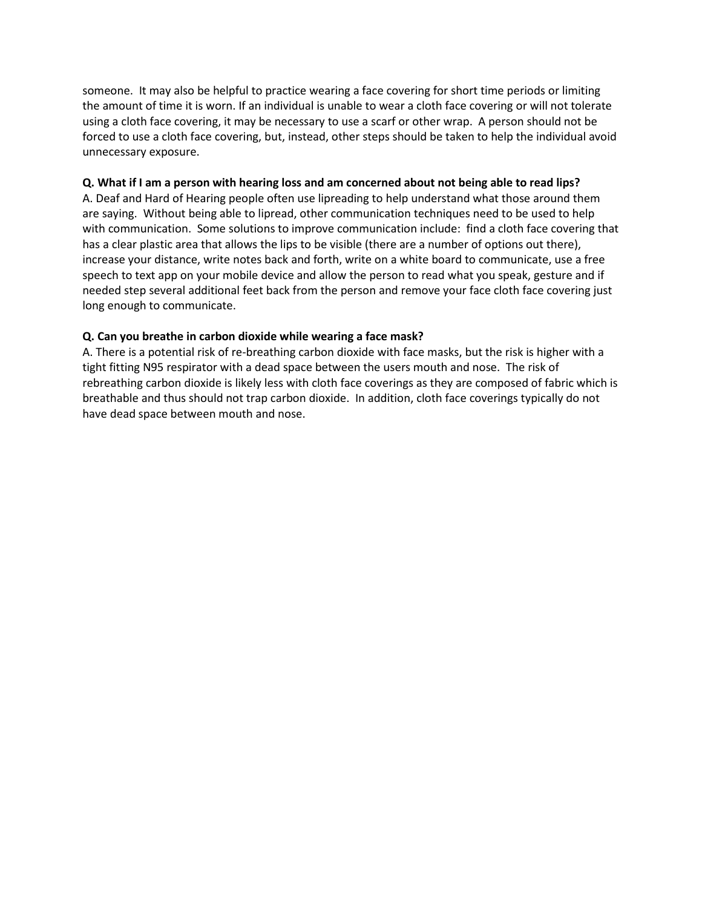someone. It may also be helpful to practice wearing a face covering for short time periods or limiting the amount of time it is worn. If an individual is unable to wear a cloth face covering or will not tolerate using a cloth face covering, it may be necessary to use a scarf or other wrap. A person should not be forced to use a cloth face covering, but, instead, other steps should be taken to help the individual avoid unnecessary exposure.

**Q. What if I am a person with hearing loss and am concerned about not being able to read lips?**

A. Deaf and Hard of Hearing people often use lipreading to help understand what those around them are saying. Without being able to lipread, other communication techniques need to be used to help with communication. Some solutions to improve communication include: find a cloth face covering that has a clear plastic area that allows the lips to be visible (there are a number of options out there), increase your distance, write notes back and forth, write on a white board to communicate, use a free speech to text app on your mobile device and allow the person to read what you speak, gesture and if needed step several additional feet back from the person and remove your face cloth face covering just long enough to communicate.

**Q. Can you breathe in carbon dioxide while wearing a face mask?**

A. There is a potential risk of re-breathing carbon dioxide with face masks, but the risk is higher with a tight fitting N95 respirator with a dead space between the users mouth and nose. The risk of rebreathing carbon dioxide is likely less with cloth face coverings as they are composed of fabric which is breathable and thus should not trap carbon dioxide. In addition, cloth face coverings typically do not have dead space between mouth and nose.